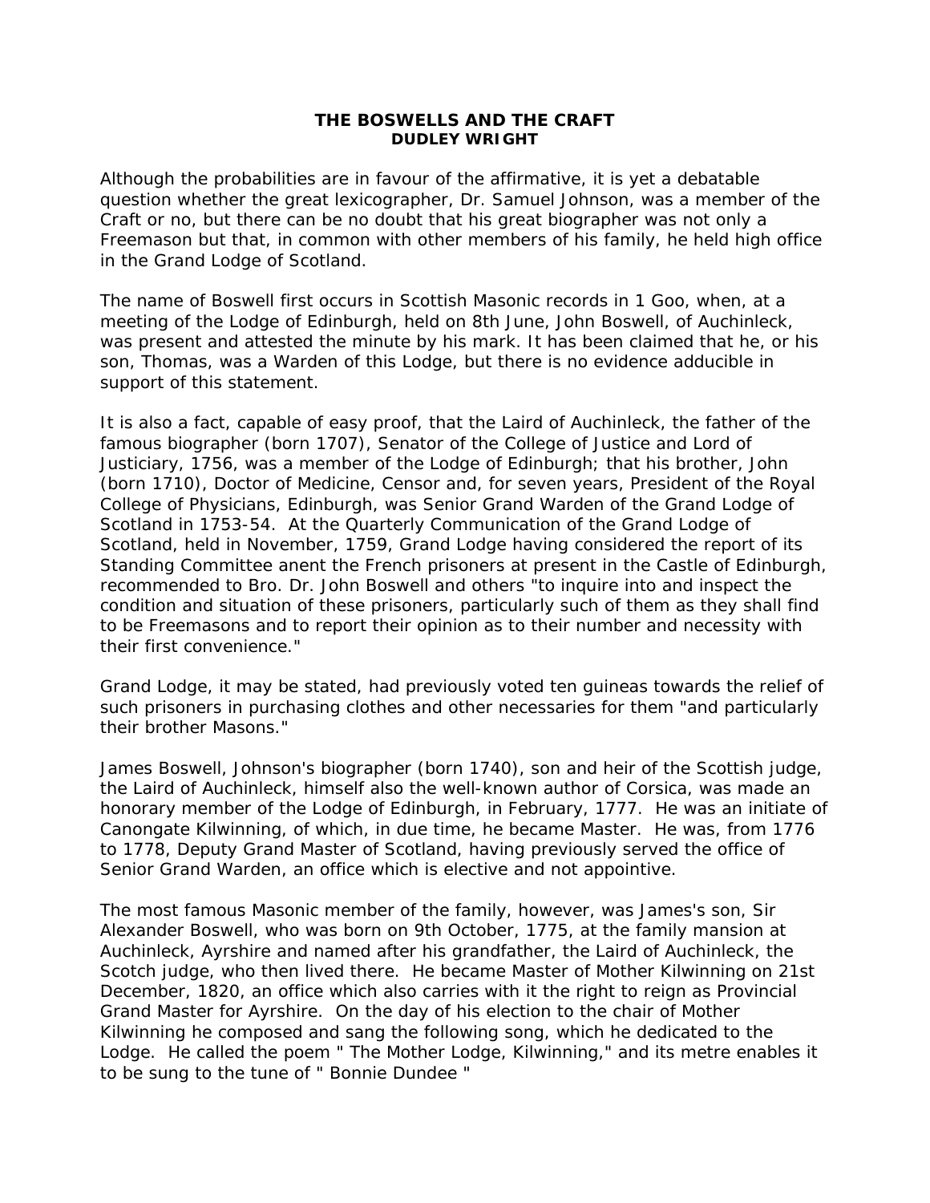# THE BOSWELLS AND THE CRAFT

## DUDLEY WRIGHT

Although the probabilities are in favour of the affirmative, it is yet a debatable question whether the great lexicographer, Dr. Samuel Johnson, was a member of the Craft or no, but there can be no doubt that his great biographer was not only a Freemason but that, in common with other members of his family, he held high office in the Grand Lodge of Scotland.

The name of Boswell first occurs in Scottish Masonic records in 1 Goo, when, at a meeting of the Lodge of Edinburgh, held on 8th June, John Boswell, of Auchinleck, was present and attested the minute by his mark. It has been claimed that he, or his son, Thomas, was a Warden of this Lodge, but there is no evidence adducible in support of this statement.

It is also a fact, capable of easy proof, that the Laird of Auchinleck, the father of the famous biographer (born 1707), Senator of the College of Justice and Lord of Justiciary, 1756, was a member of the Lodge of Edinburgh; that his brother, John (born 1710), Doctor of Medicine, Censor and, for seven years, President of the Royal College of Physicians, Edinburgh, was Senior Grand Warden of the Grand Lodge of Scotland in 1753-54. At the Quarterly Communication of the Grand Lodge of Scotland, held in November, 1759, Grand Lodge having considered the report of its Standing Committee anent the French prisoners at present in the Castle of Edinburgh, recommended to Bro. Dr. John Boswell and others "to inquire into and inspect the condition and situation of these prisoners, particularly such of them as they shall find to be Freemasons and to report their opinion as to their number and necessity with their first convenience."

Grand Lodge, it may be stated, had previously voted ten guineas towards the relief of such prisoners in purchasing clothes and other necessaries for them "and particularly their brother Masons."

James Boswell, Johnson's biographer (born 1740), son and heir of the Scottish judge, the Laird of Auchinleck, himself also the well-known author of Corsica, was made an honorary member of the Lodge of Edinburgh, in February, 1777. He was an initiate of Canongate Kilwinning, of which, in due time, he became Master. He was, from 1776 to 1778, Deputy Grand Master of Scotland, having previously served the office of Senior Grand Warden, an office which is elective and not appointive.

The most famous Masonic member of the family, however, was James's son, Sir Alexander Boswell, who was born on 9th October, 1775, at the family mansion at Auchinleck, Ayrshire and named after his grandfather, the Laird of Auchinleck, the Scotch judge, who then lived there. He became Master of Mother Kilwinning on 21st December, 1820, an office which also carries with it the right to reign as Provincial Grand Master for Ayrshire. On the day of his election to the chair of Mother Kilwinning he composed and sang the following song, which he dedicated to the Lodge. He called the poem " The Mother Lodge, Kilwinning," and its metre enables it to be sung to the tune of " Bonnie Dundee "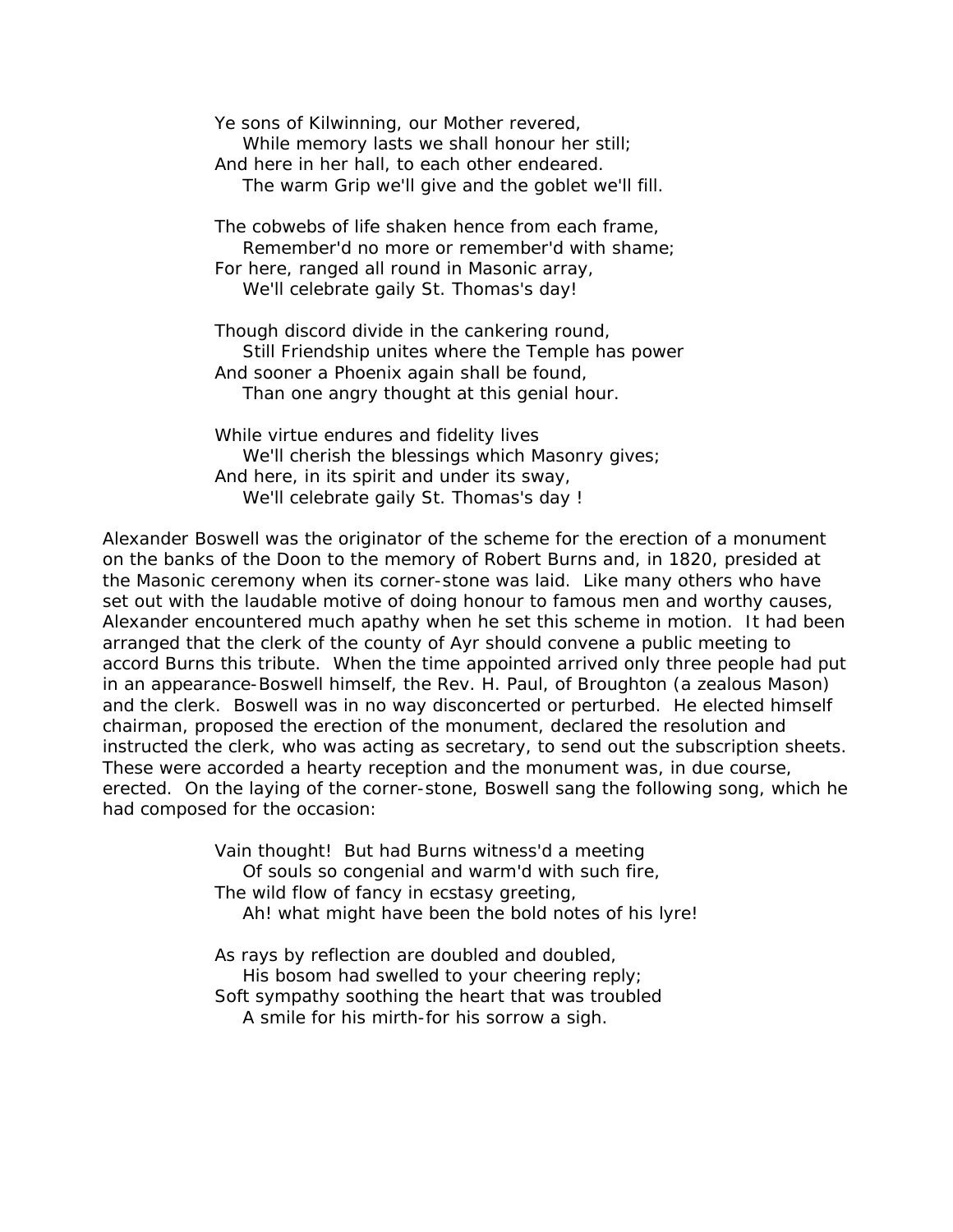Ye sons of Kilwinning, our Mother revered,  
While memory lasts we shall honour her still;  
And here in her hall, to each other endeared.  
The warm Grip we'll give and the goblet we'll fill.

The cobwebs of life shaken hence from each frame,  
Remember'd no more or remember'd with shame;  
For here, ranged all round in Masonic array,  
We'll celebrate gaily St. Thomas's day!

Though discord divide in the cankering round,  
Still Friendship unites where the Temple has power  
And sooner a Phoenix again shall be found,  
Than one angry thought at this genial hour.

While virtue endures and fidelity lives  
We'll cherish the blessings which Masonry gives;  
And here, in its spirit and under its sway,  
We'll celebrate gaily St. Thomas's day !

Alexander Boswell was the originator of the scheme for the erection of a monument on the banks of the Doon to the memory of Robert Burns and, in 1820, presided at the Masonic ceremony when its corner-stone was laid. Like many others who have set out with the laudable motive of doing honour to famous men and worthy causes, Alexander encountered much apathy when he set this scheme in motion. It had been arranged that the clerk of the county of Ayr should convene a public meeting to accord Burns this tribute. When the time appointed arrived only three people had put in an appearance-Boswell himself, the Rev. H. Paul, of Broughton (a zealous Mason) and the clerk. Boswell was in no way disconcerted or perturbed. He elected himself chairman, proposed the erection of the monument, declared the resolution and instructed the clerk, who was acting as secretary, to send out the subscription sheets. These were accorded a hearty reception and the monument was, in due course, erected. On the laying of the corner-stone, Boswell sang the following song, which he had composed for the occasion:

Vain thought! But had Burns witness'd a meeting  
Of souls so congenial and warm'd with such fire,  
The wild flow of fancy in ecstasy greeting,  
Ah! what might have been the bold notes of his lyre!

As rays by reflection are doubled and doubled,  
His bosom had swelled to your cheering reply;  
Soft sympathy soothing the heart that was troubled  
A smile for his mirth-for his sorrow a sigh.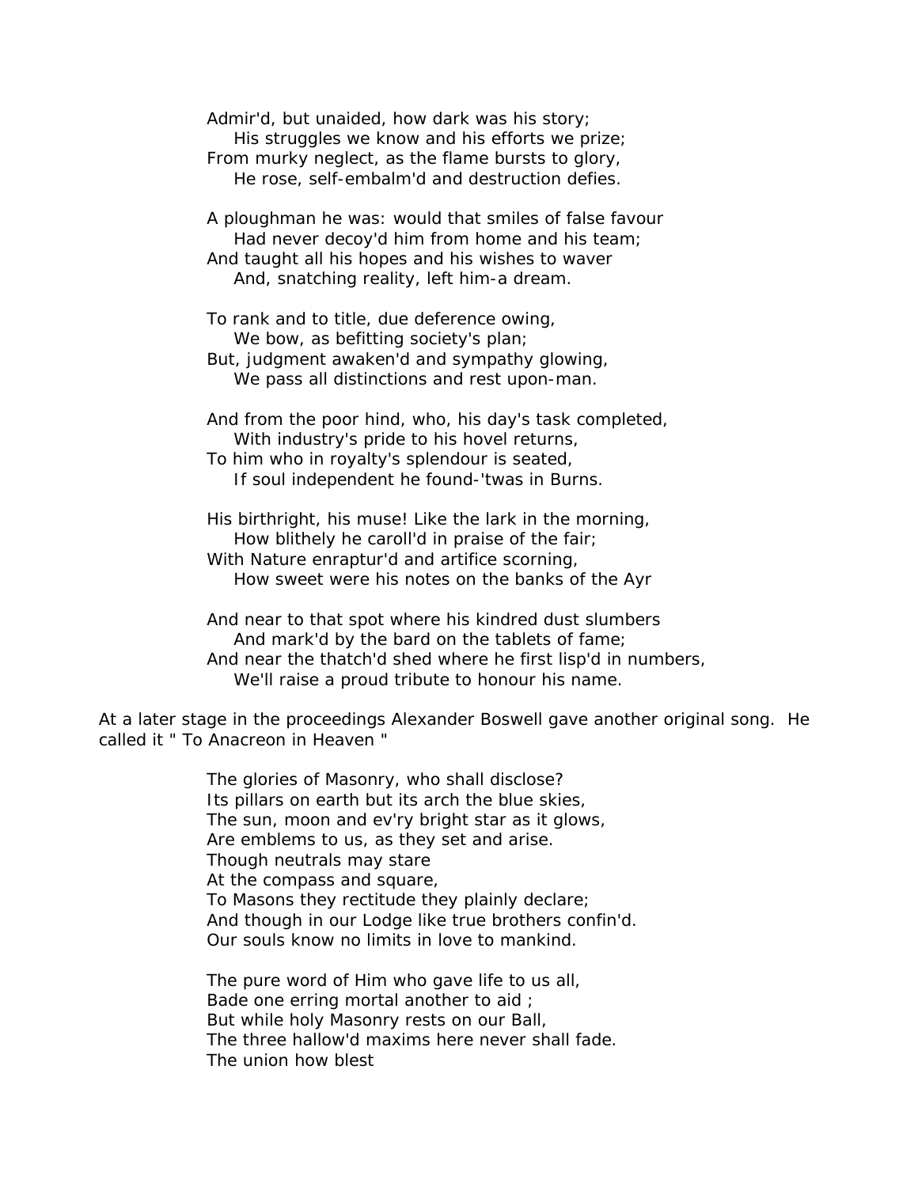Admir'd, but unaided, how dark was his story;
&nbsp;&nbsp;&nbsp;&nbsp;His struggles we know and his efforts we prize;
From murky neglect, as the flame bursts to glory,
&nbsp;&nbsp;&nbsp;&nbsp;He rose, self-embalm'd and destruction defies.

A ploughman he was: would that smiles of false favour
&nbsp;&nbsp;&nbsp;&nbsp;Had never decoy'd him from home and his team;
And taught all his hopes and his wishes to waver
&nbsp;&nbsp;&nbsp;&nbsp;And, snatching reality, left him-a dream.

To rank and to title, due deference owing,
&nbsp;&nbsp;&nbsp;&nbsp;We bow, as befitting society's plan;
But, judgment awaken'd and sympathy glowing,
&nbsp;&nbsp;&nbsp;&nbsp;We pass all distinctions and rest upon-man.

And from the poor hind, who, his day's task completed,
&nbsp;&nbsp;&nbsp;&nbsp;With industry's pride to his hovel returns,
To him who in royalty's splendour is seated,
&nbsp;&nbsp;&nbsp;&nbsp;If soul independent he found-'twas in Burns.

His birthright, his muse! Like the lark in the morning,
&nbsp;&nbsp;&nbsp;&nbsp;How blithely he caroll'd in praise of the fair;
With Nature enraptur'd and artifice scorning,
&nbsp;&nbsp;&nbsp;&nbsp;How sweet were his notes on the banks of the Ayr

And near to that spot where his kindred dust slumbers
&nbsp;&nbsp;&nbsp;&nbsp;And mark'd by the bard on the tablets of fame;
And near the thatch'd shed where he first lisp'd in numbers,
&nbsp;&nbsp;&nbsp;&nbsp;We'll raise a proud tribute to honour his name.

At a later stage in the proceedings Alexander Boswell gave another original song. He called it " To Anacreon in Heaven "

The glories of Masonry, who shall disclose?
Its pillars on earth but its arch the blue skies,
The sun, moon and ev'ry bright star as it glows,
Are emblems to us, as they set and arise.
Though neutrals may stare
At the compass and square,
To Masons they rectitude they plainly declare;
And though in our Lodge like true brothers confin'd.
Our souls know no limits in love to mankind.

The pure word of Him who gave life to us all,
Bade one erring mortal another to aid ;
But while holy Masonry rests on our Ball,
The three hallow'd maxims here never shall fade.
The union how blest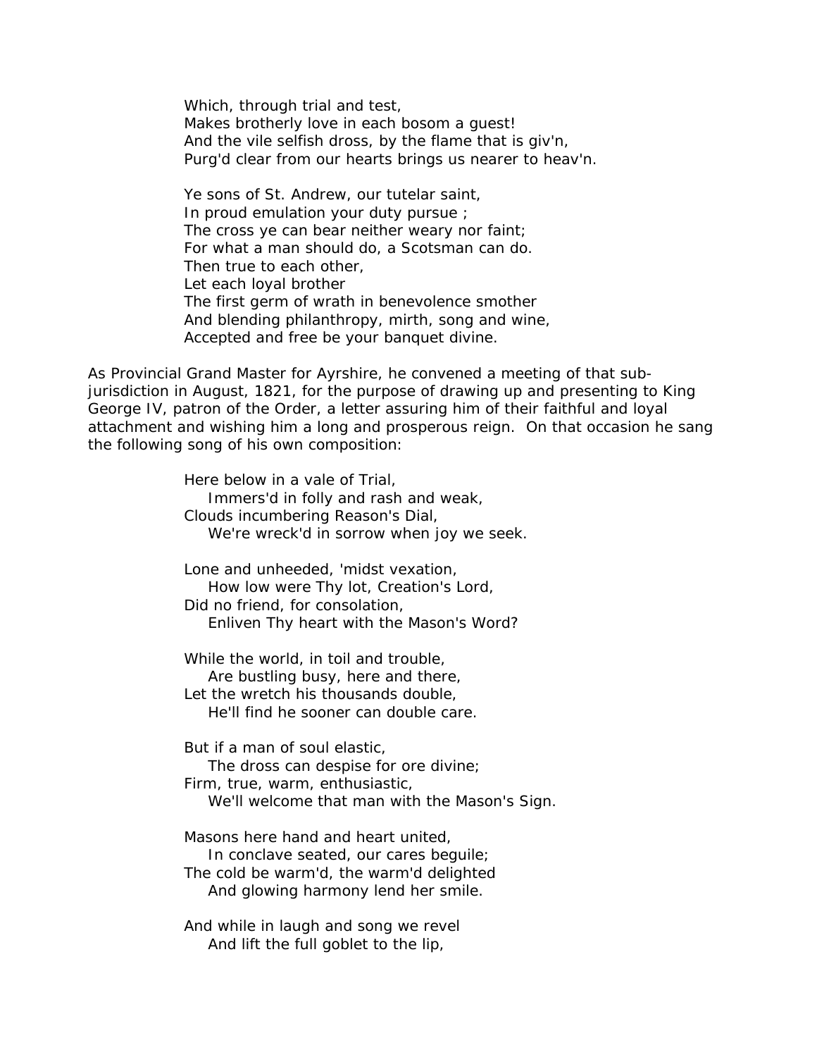Which, through trial and test,  
Makes brotherly love in each bosom a guest!  
And the vile selfish dross, by the flame that is giv'n,  
Purg'd clear from our hearts brings us nearer to heav'n.

Ye sons of St. Andrew, our tutelar saint,  
In proud emulation your duty pursue ;  
The cross ye can bear neither weary nor faint;  
For what a man should do, a Scotsman can do.  
Then true to each other,  
Let each loyal brother  
The first germ of wrath in benevolence smother  
And blending philanthropy, mirth, song and wine,  
Accepted and free be your banquet divine.

As Provincial Grand Master for Ayrshire, he convened a meeting of that sub-jurisdiction in August, 1821, for the purpose of drawing up and presenting to King George IV, patron of the Order, a letter assuring him of their faithful and loyal attachment and wishing him a long and prosperous reign. On that occasion he sang the following song of his own composition:

Here below in a vale of Trial,  
&nbsp;&nbsp;&nbsp;&nbsp;Immers'd in folly and rash and weak,  
Clouds incumbering Reason's Dial,  
&nbsp;&nbsp;&nbsp;&nbsp;We're wreck'd in sorrow when joy we seek.

Lone and unheeded, 'midst vexation,  
&nbsp;&nbsp;&nbsp;&nbsp;How low were Thy lot, Creation's Lord,  
Did no friend, for consolation,  
&nbsp;&nbsp;&nbsp;&nbsp;Enliven Thy heart with the Mason's Word?

While the world, in toil and trouble,  
&nbsp;&nbsp;&nbsp;&nbsp;Are bustling busy, here and there,  
Let the wretch his thousands double,  
&nbsp;&nbsp;&nbsp;&nbsp;He'll find he sooner can double care.

But if a man of soul elastic,  
&nbsp;&nbsp;&nbsp;&nbsp;The dross can despise for ore divine;  
Firm, true, warm, enthusiastic,  
&nbsp;&nbsp;&nbsp;&nbsp;We'll welcome that man with the Mason's Sign.

Masons here hand and heart united,  
&nbsp;&nbsp;&nbsp;&nbsp;In conclave seated, our cares beguile;  
The cold be warm'd, the warm'd delighted  
&nbsp;&nbsp;&nbsp;&nbsp;And glowing harmony lend her smile.

And while in laugh and song we revel  
&nbsp;&nbsp;&nbsp;&nbsp;And lift the full goblet to the lip,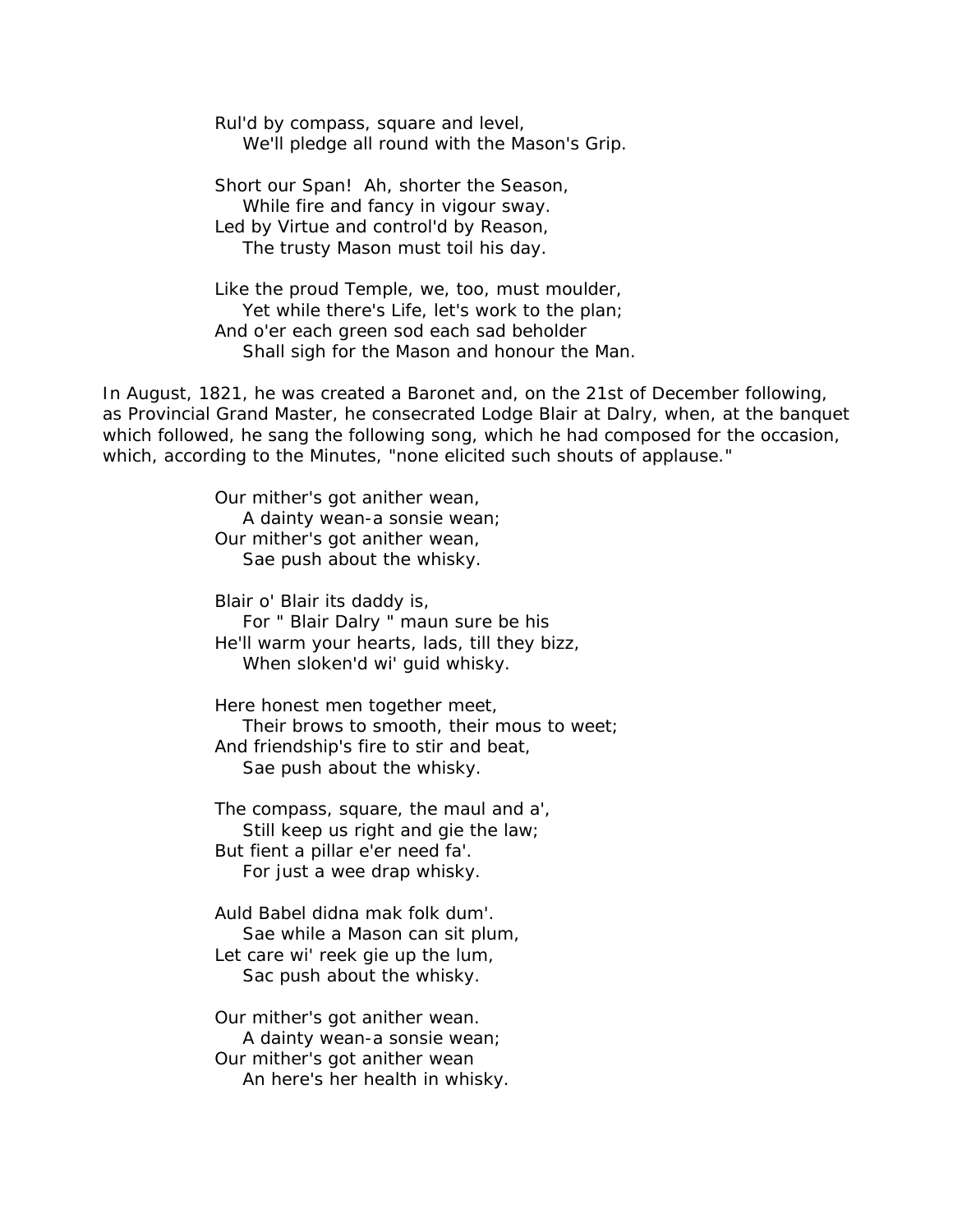Rul'd by compass, square and level,
    We'll pledge all round with the Mason's Grip.

Short our Span!  Ah, shorter the Season,
    While fire and fancy in vigour sway.
Led by Virtue and control'd by Reason,
    The trusty Mason must toil his day.

Like the proud Temple, we, too, must moulder,
    Yet while there's Life, let's work to the plan;
And o'er each green sod each sad beholder
    Shall sigh for the Mason and honour the Man.

In August, 1821, he was created a Baronet and, on the 21st of December following, as Provincial Grand Master, he consecrated Lodge Blair at Dalry, when, at the banquet which followed, he sang the following song, which he had composed for the occasion, which, according to the Minutes, "none elicited such shouts of applause."

Our mither's got anither wean,
    A dainty wean-a sonsie wean;
Our mither's got anither wean,
    Sae push about the whisky.

Blair o' Blair its daddy is,
    For " Blair Dalry " maun sure be his
He'll warm your hearts, lads, till they bizz,
    When sloken'd wi' guid whisky.

Here honest men together meet,
    Their brows to smooth, their mous to weet;
And friendship's fire to stir and beat,
    Sae push about the whisky.

The compass, square, the maul and a',
    Still keep us right and gie the law;
But fient a pillar e'er need fa'.
    For just a wee drap whisky.

Auld Babel didna mak folk dum'.
    Sae while a Mason can sit plum,
Let care wi' reek gie up the lum,
    Sac push about the whisky.

Our mither's got anither wean.
    A dainty wean-a sonsie wean;
Our mither's got anither wean
    An here's her health in whisky.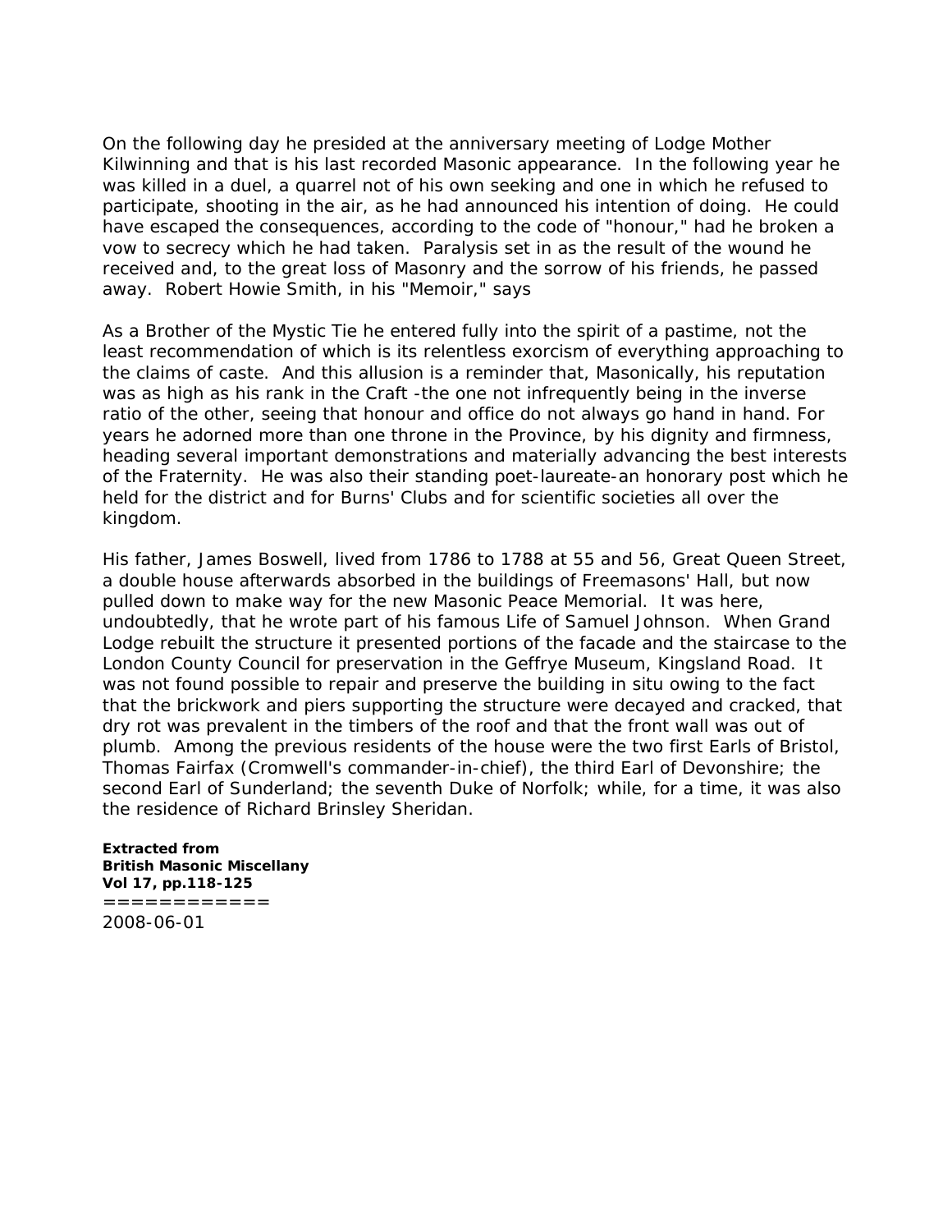On the following day he presided at the anniversary meeting of Lodge Mother Kilwinning and that is his last recorded Masonic appearance. In the following year he was killed in a duel, a quarrel not of his own seeking and one in which he refused to participate, shooting in the air, as he had announced his intention of doing. He could have escaped the consequences, according to the code of "honour," had he broken a vow to secrecy which he had taken. Paralysis set in as the result of the wound he received and, to the great loss of Masonry and the sorrow of his friends, he passed away. Robert Howie Smith, in his "Memoir," says

As a Brother of the Mystic Tie he entered fully into the spirit of a pastime, not the least recommendation of which is its relentless exorcism of everything approaching to the claims of caste. And this allusion is a reminder that, Masonically, his reputation was as high as his rank in the Craft -the one not infrequently being in the inverse ratio of the other, seeing that honour and office do not always go hand in hand. For years he adorned more than one throne in the Province, by his dignity and firmness, heading several important demonstrations and materially advancing the best interests of the Fraternity. He was also their standing poet-laureate-an honorary post which he held for the district and for Burns' Clubs and for scientific societies all over the kingdom.

His father, James Boswell, lived from 1786 to 1788 at 55 and 56, Great Queen Street, a double house afterwards absorbed in the buildings of Freemasons' Hall, but now pulled down to make way for the new Masonic Peace Memorial. It was here, undoubtedly, that he wrote part of his famous Life of Samuel Johnson. When Grand Lodge rebuilt the structure it presented portions of the facade and the staircase to the London County Council for preservation in the Geffrye Museum, Kingsland Road. It was not found possible to repair and preserve the building in situ owing to the fact that the brickwork and piers supporting the structure were decayed and cracked, that dry rot was prevalent in the timbers of the roof and that the front wall was out of plumb. Among the previous residents of the house were the two first Earls of Bristol, Thomas Fairfax (Cromwell's commander-in-chief), the third Earl of Devonshire; the second Earl of Sunderland; the seventh Duke of Norfolk; while, for a time, it was also the residence of Richard Brinsley Sheridan.

**Extracted from**
**British Masonic Miscellany**
**Vol 17, pp.118-125**
===========
2008-06-01